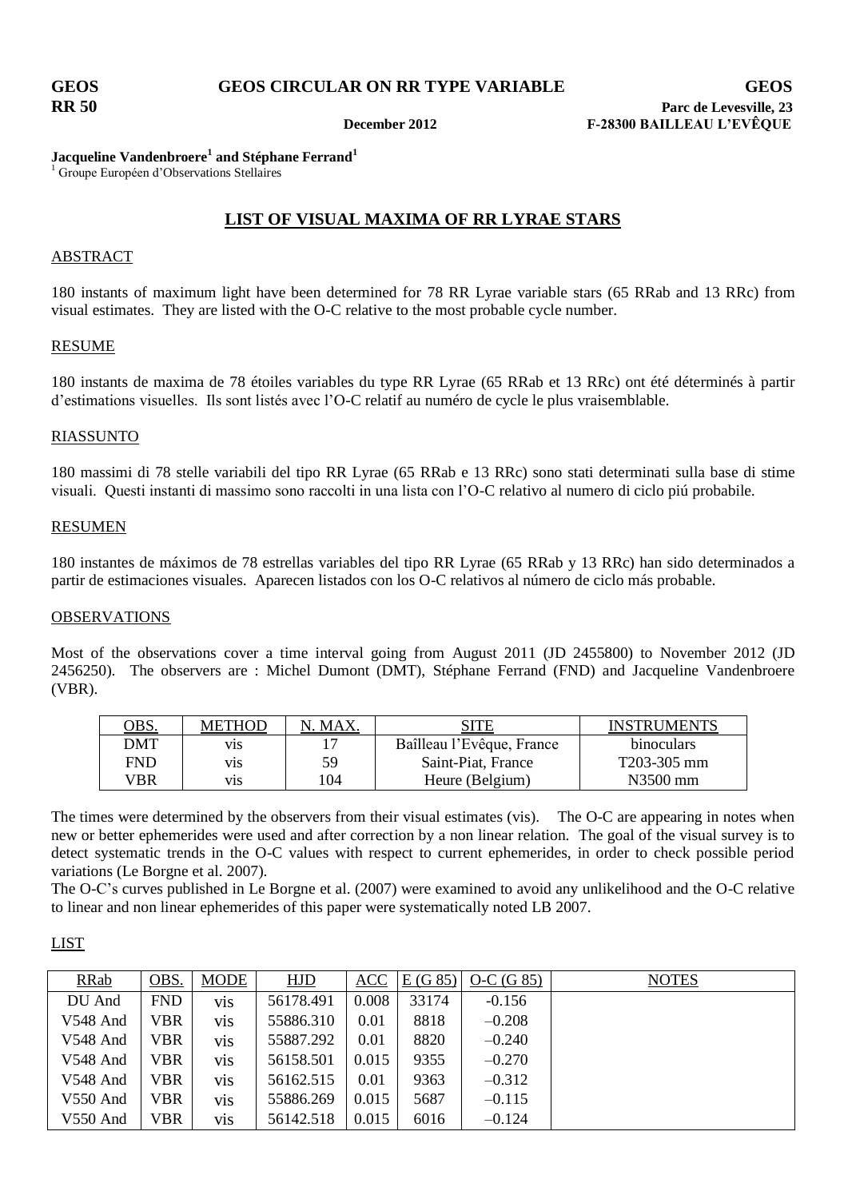**GEOS** **GEOS CIRCULAR ON RR TYPE VARIABLE** **GEOS**

**RR 50** **December 2012** **Parc de Levesville, 23**
**F-28300 BAILLEAU L'EVÊQUE**

**Jacqueline Vandenbroere[1] and Stéphane Ferrand[1]**

[1] Groupe Européen d'Observations Stellaires

## LIST OF VISUAL MAXIMA OF RR LYRAE STARS

### ABSTRACT

180 instants of maximum light have been determined for 78 RR Lyrae variable stars (65 RRab and 13 RRc) from visual estimates. They are listed with the O-C relative to the most probable cycle number.

### RESUME

180 instants de maxima de 78 étoiles variables du type RR Lyrae (65 RRab et 13 RRc) ont été déterminés à partir d'estimations visuelles. Ils sont listés avec l'O-C relatif au numéro de cycle le plus vraisemblable.

### RIASSUNTO

180 massimi di 78 stelle variabili del tipo RR Lyrae (65 RRab e 13 RRc) sono stati determinati sulla base di stime visuali. Questi instanti di massimo sono raccolti in una lista con l'O-C relativo al numero di ciclo piú probabile.

### RESUMEN

180 instantes de máximos de 78 estrellas variables del tipo RR Lyrae (65 RRab y 13 RRc) han sido determinados a partir de estimaciones visuales. Aparecen listados con los O-C relativos al número de ciclo más probable.

### OBSERVATIONS

Most of the observations cover a time interval going from August 2011 (JD 2455800) to November 2012 (JD 2456250). The observers are : Michel Dumont (DMT), Stéphane Ferrand (FND) and Jacqueline Vandenbroere (VBR).

| OBS. | METHOD | N. MAX. | SITE | INSTRUMENTS |
|---|---|---|---|---|
| DMT | vis | 17 | Baîlleau l'Evêque, France | binoculars |
| FND | vis | 59 | Saint-Piat, France | T203-305 mm |
| VBR | vis | 104 | Heure (Belgium) | N3500 mm |

The times were determined by the observers from their visual estimates (vis). The O-C are appearing in notes when new or better ephemerides were used and after correction by a non linear relation. The goal of the visual survey is to detect systematic trends in the O-C values with respect to current ephemerides, in order to check possible period variations (Le Borgne et al. 2007).

The O-C's curves published in Le Borgne et al. (2007) were examined to avoid any unlikelihood and the O-C relative to linear and non linear ephemerides of this paper were systematically noted LB 2007.

### LIST

| RRab | OBS. | MODE | HJD | ACC | E (G 85) | O-C (G 85) | NOTES |
|---|---|---|---|---|---|---|---|
| DU And | FND | vis | 56178.491 | 0.008 | 33174 | -0.156 | |
| V548 And | VBR | vis | 55886.310 | 0.01 | 8818 | –0.208 | |
| V548 And | VBR | vis | 55887.292 | 0.01 | 8820 | –0.240 | |
| V548 And | VBR | vis | 56158.501 | 0.015 | 9355 | –0.270 | |
| V548 And | VBR | vis | 56162.515 | 0.01 | 9363 | –0.312 | |
| V550 And | VBR | vis | 55886.269 | 0.015 | 5687 | –0.115 | |
| V550 And | VBR | vis | 56142.518 | 0.015 | 6016 | –0.124 | |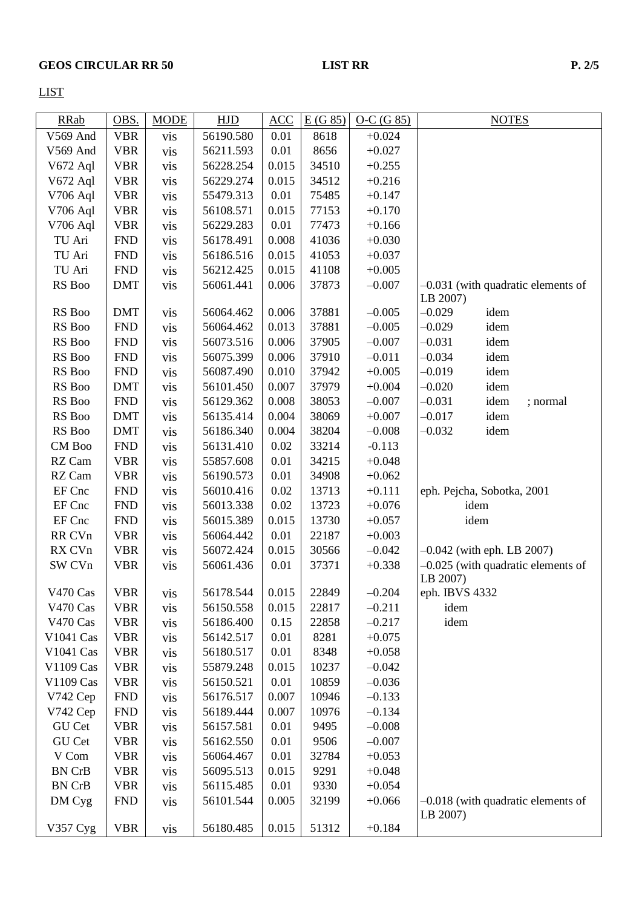LIST

| RRab | OBS. | MODE | HJD | ACC | E (G 85) | O-C (G 85) | NOTES |
|---|---|---|---|---|---|---|---|
| V569 And | VBR | vis | 56190.580 | 0.01 | 8618 | +0.024 | |
| V569 And | VBR | vis | 56211.593 | 0.01 | 8656 | +0.027 | |
| V672 Aql | VBR | vis | 56228.254 | 0.015 | 34510 | +0.255 | |
| V672 Aql | VBR | vis | 56229.274 | 0.015 | 34512 | +0.216 | |
| V706 Aql | VBR | vis | 55479.313 | 0.01 | 75485 | +0.147 | |
| V706 Aql | VBR | vis | 56108.571 | 0.015 | 77153 | +0.170 | |
| V706 Aql | VBR | vis | 56229.283 | 0.01 | 77473 | +0.166 | |
| TU Ari | FND | vis | 56178.491 | 0.008 | 41036 | +0.030 | |
| TU Ari | FND | vis | 56186.516 | 0.015 | 41053 | +0.037 | |
| TU Ari | FND | vis | 56212.425 | 0.015 | 41108 | +0.005 | |
| RS Boo | DMT | vis | 56061.441 | 0.006 | 37873 | –0.007 | –0.031 (with quadratic elements of LB 2007) |
| RS Boo | DMT | vis | 56064.462 | 0.006 | 37881 | –0.005 | –0.029 idem |
| RS Boo | FND | vis | 56064.462 | 0.013 | 37881 | –0.005 | –0.029 idem |
| RS Boo | FND | vis | 56073.516 | 0.006 | 37905 | –0.007 | –0.031 idem |
| RS Boo | FND | vis | 56075.399 | 0.006 | 37910 | –0.011 | –0.034 idem |
| RS Boo | FND | vis | 56087.490 | 0.010 | 37942 | +0.005 | –0.019 idem |
| RS Boo | DMT | vis | 56101.450 | 0.007 | 37979 | +0.004 | –0.020 idem |
| RS Boo | FND | vis | 56129.362 | 0.008 | 38053 | –0.007 | –0.031 idem ; normal |
| RS Boo | DMT | vis | 56135.414 | 0.004 | 38069 | +0.007 | –0.017 idem |
| RS Boo | DMT | vis | 56186.340 | 0.004 | 38204 | –0.008 | –0.032 idem |
| CM Boo | FND | vis | 56131.410 | 0.02 | 33214 | -0.113 | |
| RZ Cam | VBR | vis | 55857.608 | 0.01 | 34215 | +0.048 | |
| RZ Cam | VBR | vis | 56190.573 | 0.01 | 34908 | +0.062 | |
| EF Cnc | FND | vis | 56010.416 | 0.02 | 13713 | +0.111 | eph. Pejcha, Sobotka, 2001 |
| EF Cnc | FND | vis | 56013.338 | 0.02 | 13723 | +0.076 | idem |
| EF Cnc | FND | vis | 56015.389 | 0.015 | 13730 | +0.057 | idem |
| RR CVn | VBR | vis | 56064.442 | 0.01 | 22187 | +0.003 | |
| RX CVn | VBR | vis | 56072.424 | 0.015 | 30566 | –0.042 | –0.042 (with eph. LB 2007) |
| SW CVn | VBR | vis | 56061.436 | 0.01 | 37371 | +0.338 | –0.025 (with quadratic elements of LB 2007) |
| V470 Cas | VBR | vis | 56178.544 | 0.015 | 22849 | –0.204 | eph. IBVS 4332 |
| V470 Cas | VBR | vis | 56150.558 | 0.015 | 22817 | –0.211 | idem |
| V470 Cas | VBR | vis | 56186.400 | 0.15 | 22858 | –0.217 | idem |
| V1041 Cas | VBR | vis | 56142.517 | 0.01 | 8281 | +0.075 | |
| V1041 Cas | VBR | vis | 56180.517 | 0.01 | 8348 | +0.058 | |
| V1109 Cas | VBR | vis | 55879.248 | 0.015 | 10237 | –0.042 | |
| V1109 Cas | VBR | vis | 56150.521 | 0.01 | 10859 | –0.036 | |
| V742 Cep | FND | vis | 56176.517 | 0.007 | 10946 | –0.133 | |
| V742 Cep | FND | vis | 56189.444 | 0.007 | 10976 | –0.134 | |
| GU Cet | VBR | vis | 56157.581 | 0.01 | 9495 | –0.008 | |
| GU Cet | VBR | vis | 56162.550 | 0.01 | 9506 | –0.007 | |
| V Com | VBR | vis | 56064.467 | 0.01 | 32784 | +0.053 | |
| BN CrB | VBR | vis | 56095.513 | 0.015 | 9291 | +0.048 | |
| BN CrB | VBR | vis | 56115.485 | 0.01 | 9330 | +0.054 | |
| DM Cyg | FND | vis | 56101.544 | 0.005 | 32199 | +0.066 | –0.018 (with quadratic elements of LB 2007) |
| V357 Cyg | VBR | vis | 56180.485 | 0.015 | 51312 | +0.184 | |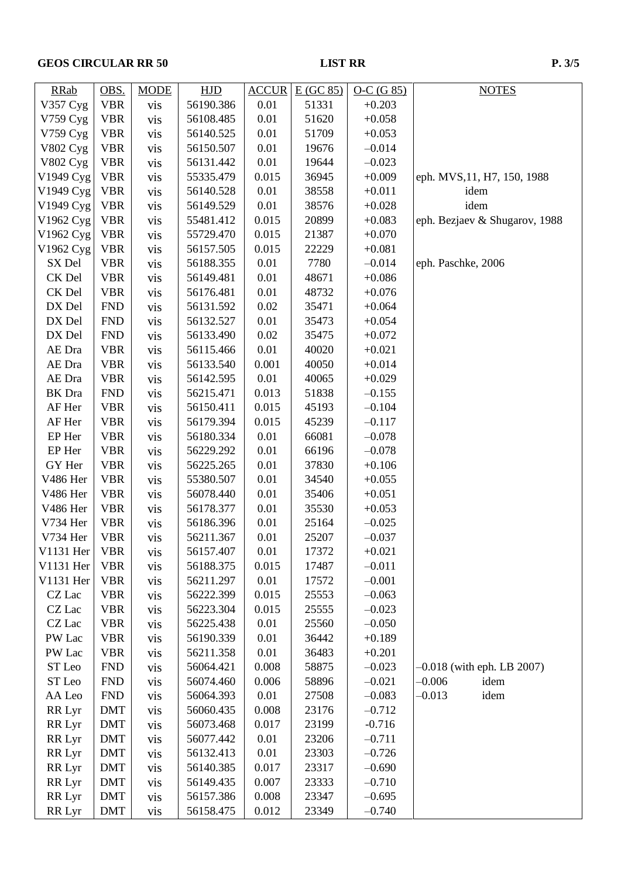| RRab | OBS. | MODE | HJD | ACCUR | E (GC 85) | O-C (G 85) | NOTES |
|---|---|---|---|---|---|---|---|
| V357 Cyg | VBR | vis | 56190.386 | 0.01 | 51331 | +0.203 | |
| V759 Cyg | VBR | vis | 56108.485 | 0.01 | 51620 | +0.058 | |
| V759 Cyg | VBR | vis | 56140.525 | 0.01 | 51709 | +0.053 | |
| V802 Cyg | VBR | vis | 56150.507 | 0.01 | 19676 | –0.014 | |
| V802 Cyg | VBR | vis | 56131.442 | 0.01 | 19644 | –0.023 | |
| V1949 Cyg | VBR | vis | 55335.479 | 0.015 | 36945 | +0.009 | eph. MVS,11, H7, 150, 1988 |
| V1949 Cyg | VBR | vis | 56140.528 | 0.01 | 38558 | +0.011 | idem |
| V1949 Cyg | VBR | vis | 56149.529 | 0.01 | 38576 | +0.028 | idem |
| V1962 Cyg | VBR | vis | 55481.412 | 0.015 | 20899 | +0.083 | eph. Bezjaev & Shugarov, 1988 |
| V1962 Cyg | VBR | vis | 55729.470 | 0.015 | 21387 | +0.070 | |
| V1962 Cyg | VBR | vis | 56157.505 | 0.015 | 22229 | +0.081 | |
| SX Del | VBR | vis | 56188.355 | 0.01 | 7780 | –0.014 | eph. Paschke, 2006 |
| CK Del | VBR | vis | 56149.481 | 0.01 | 48671 | +0.086 | |
| CK Del | VBR | vis | 56176.481 | 0.01 | 48732 | +0.076 | |
| DX Del | FND | vis | 56131.592 | 0.02 | 35471 | +0.064 | |
| DX Del | FND | vis | 56132.527 | 0.01 | 35473 | +0.054 | |
| DX Del | FND | vis | 56133.490 | 0.02 | 35475 | +0.072 | |
| AE Dra | VBR | vis | 56115.466 | 0.01 | 40020 | +0.021 | |
| AE Dra | VBR | vis | 56133.540 | 0.001 | 40050 | +0.014 | |
| AE Dra | VBR | vis | 56142.595 | 0.01 | 40065 | +0.029 | |
| BK Dra | FND | vis | 56215.471 | 0.013 | 51838 | –0.155 | |
| AF Her | VBR | vis | 56150.411 | 0.015 | 45193 | –0.104 | |
| AF Her | VBR | vis | 56179.394 | 0.015 | 45239 | –0.117 | |
| EP Her | VBR | vis | 56180.334 | 0.01 | 66081 | –0.078 | |
| EP Her | VBR | vis | 56229.292 | 0.01 | 66196 | –0.078 | |
| GY Her | VBR | vis | 56225.265 | 0.01 | 37830 | +0.106 | |
| V486 Her | VBR | vis | 55380.507 | 0.01 | 34540 | +0.055 | |
| V486 Her | VBR | vis | 56078.440 | 0.01 | 35406 | +0.051 | |
| V486 Her | VBR | vis | 56178.377 | 0.01 | 35530 | +0.053 | |
| V734 Her | VBR | vis | 56186.396 | 0.01 | 25164 | –0.025 | |
| V734 Her | VBR | vis | 56211.367 | 0.01 | 25207 | –0.037 | |
| V1131 Her | VBR | vis | 56157.407 | 0.01 | 17372 | +0.021 | |
| V1131 Her | VBR | vis | 56188.375 | 0.015 | 17487 | –0.011 | |
| V1131 Her | VBR | vis | 56211.297 | 0.01 | 17572 | –0.001 | |
| CZ Lac | VBR | vis | 56222.399 | 0.015 | 25553 | –0.063 | |
| CZ Lac | VBR | vis | 56223.304 | 0.015 | 25555 | –0.023 | |
| CZ Lac | VBR | vis | 56225.438 | 0.01 | 25560 | –0.050 | |
| PW Lac | VBR | vis | 56190.339 | 0.01 | 36442 | +0.189 | |
| PW Lac | VBR | vis | 56211.358 | 0.01 | 36483 | +0.201 | |
| ST Leo | FND | vis | 56064.421 | 0.008 | 58875 | –0.023 | –0.018 (with eph. LB 2007) |
| ST Leo | FND | vis | 56074.460 | 0.006 | 58896 | –0.021 | –0.006 idem |
| AA Leo | FND | vis | 56064.393 | 0.01 | 27508 | –0.083 | –0.013 idem |
| RR Lyr | DMT | vis | 56060.435 | 0.008 | 23176 | –0.712 | |
| RR Lyr | DMT | vis | 56073.468 | 0.017 | 23199 | -0.716 | |
| RR Lyr | DMT | vis | 56077.442 | 0.01 | 23206 | –0.711 | |
| RR Lyr | DMT | vis | 56132.413 | 0.01 | 23303 | –0.726 | |
| RR Lyr | DMT | vis | 56140.385 | 0.017 | 23317 | –0.690 | |
| RR Lyr | DMT | vis | 56149.435 | 0.007 | 23333 | –0.710 | |
| RR Lyr | DMT | vis | 56157.386 | 0.008 | 23347 | –0.695 | |
| RR Lyr | DMT | vis | 56158.475 | 0.012 | 23349 | –0.740 | |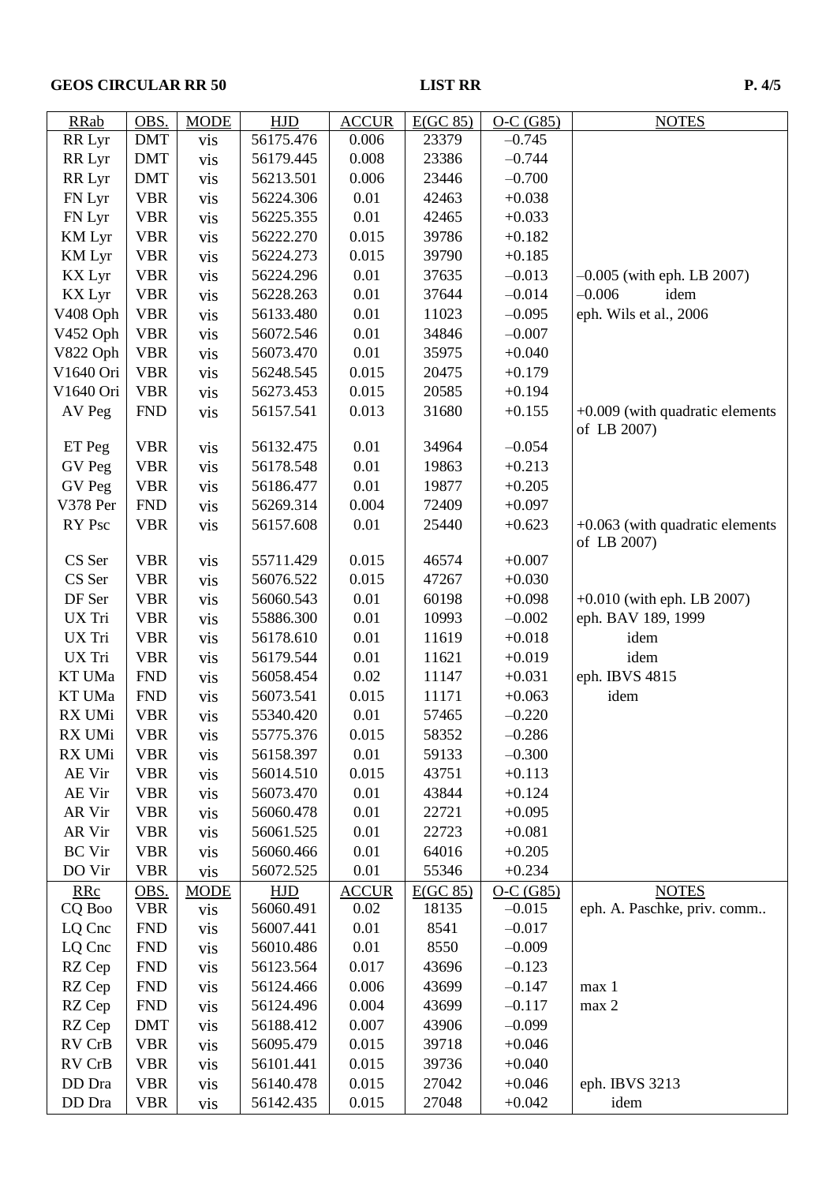| RRab | OBS. | MODE | HJD | ACCUR | E(GC 85) | O-C (G85) | NOTES |
|---|---|---|---|---|---|---|---|
| RR Lyr | DMT | vis | 56175.476 | 0.006 | 23379 | –0.745 | |
| RR Lyr | DMT | vis | 56179.445 | 0.008 | 23386 | –0.744 | |
| RR Lyr | DMT | vis | 56213.501 | 0.006 | 23446 | –0.700 | |
| FN Lyr | VBR | vis | 56224.306 | 0.01 | 42463 | +0.038 | |
| FN Lyr | VBR | vis | 56225.355 | 0.01 | 42465 | +0.033 | |
| KM Lyr | VBR | vis | 56222.270 | 0.015 | 39786 | +0.182 | |
| KM Lyr | VBR | vis | 56224.273 | 0.015 | 39790 | +0.185 | |
| KX Lyr | VBR | vis | 56224.296 | 0.01 | 37635 | –0.013 | –0.005 (with eph. LB 2007) |
| KX Lyr | VBR | vis | 56228.263 | 0.01 | 37644 | –0.014 | –0.006 idem |
| V408 Oph | VBR | vis | 56133.480 | 0.01 | 11023 | –0.095 | eph. Wils et al., 2006 |
| V452 Oph | VBR | vis | 56072.546 | 0.01 | 34846 | –0.007 | |
| V822 Oph | VBR | vis | 56073.470 | 0.01 | 35975 | +0.040 | |
| V1640 Ori | VBR | vis | 56248.545 | 0.015 | 20475 | +0.179 | |
| V1640 Ori | VBR | vis | 56273.453 | 0.015 | 20585 | +0.194 | |
| AV Peg | FND | vis | 56157.541 | 0.013 | 31680 | +0.155 | +0.009 (with quadratic elements of LB 2007) |
| ET Peg | VBR | vis | 56132.475 | 0.01 | 34964 | –0.054 | |
| GV Peg | VBR | vis | 56178.548 | 0.01 | 19863 | +0.213 | |
| GV Peg | VBR | vis | 56186.477 | 0.01 | 19877 | +0.205 | |
| V378 Per | FND | vis | 56269.314 | 0.004 | 72409 | +0.097 | |
| RY Psc | VBR | vis | 56157.608 | 0.01 | 25440 | +0.623 | +0.063 (with quadratic elements of LB 2007) |
| CS Ser | VBR | vis | 55711.429 | 0.015 | 46574 | +0.007 | |
| CS Ser | VBR | vis | 56076.522 | 0.015 | 47267 | +0.030 | |
| DF Ser | VBR | vis | 56060.543 | 0.01 | 60198 | +0.098 | +0.010 (with eph. LB 2007) |
| UX Tri | VBR | vis | 55886.300 | 0.01 | 10993 | –0.002 | eph. BAV 189, 1999 |
| UX Tri | VBR | vis | 56178.610 | 0.01 | 11619 | +0.018 | idem |
| UX Tri | VBR | vis | 56179.544 | 0.01 | 11621 | +0.019 | idem |
| KT UMa | FND | vis | 56058.454 | 0.02 | 11147 | +0.031 | eph. IBVS 4815 |
| KT UMa | FND | vis | 56073.541 | 0.015 | 11171 | +0.063 | idem |
| RX UMi | VBR | vis | 55340.420 | 0.01 | 57465 | –0.220 | |
| RX UMi | VBR | vis | 55775.376 | 0.015 | 58352 | –0.286 | |
| RX UMi | VBR | vis | 56158.397 | 0.01 | 59133 | –0.300 | |
| AE Vir | VBR | vis | 56014.510 | 0.015 | 43751 | +0.113 | |
| AE Vir | VBR | vis | 56073.470 | 0.01 | 43844 | +0.124 | |
| AR Vir | VBR | vis | 56060.478 | 0.01 | 22721 | +0.095 | |
| AR Vir | VBR | vis | 56061.525 | 0.01 | 22723 | +0.081 | |
| BC Vir | VBR | vis | 56060.466 | 0.01 | 64016 | +0.205 | |
| DO Vir | VBR | vis | 56072.525 | 0.01 | 55346 | +0.234 | |
| **RRc** | **OBS.** | **MODE** | **HJD** | **ACCUR** | **E(GC 85)** | **O-C (G85)** | **NOTES** |
| CQ Boo | VBR | vis | 56060.491 | 0.02 | 18135 | –0.015 | eph. A. Paschke, priv. comm.. |
| LQ Cnc | FND | vis | 56007.441 | 0.01 | 8541 | –0.017 | |
| LQ Cnc | FND | vis | 56010.486 | 0.01 | 8550 | –0.009 | |
| RZ Cep | FND | vis | 56123.564 | 0.017 | 43696 | –0.123 | |
| RZ Cep | FND | vis | 56124.466 | 0.006 | 43699 | –0.147 | max 1 |
| RZ Cep | FND | vis | 56124.496 | 0.004 | 43699 | –0.117 | max 2 |
| RZ Cep | DMT | vis | 56188.412 | 0.007 | 43906 | –0.099 | |
| RV CrB | VBR | vis | 56095.479 | 0.015 | 39718 | +0.046 | |
| RV CrB | VBR | vis | 56101.441 | 0.015 | 39736 | +0.040 | |
| DD Dra | VBR | vis | 56140.478 | 0.015 | 27042 | +0.046 | eph. IBVS 3213 |
| DD Dra | VBR | vis | 56142.435 | 0.015 | 27048 | +0.042 | idem |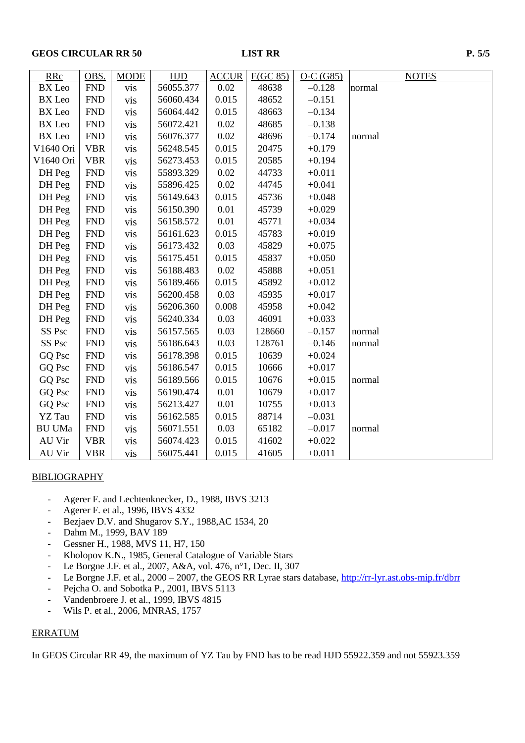| RRc | OBS. | MODE | HJD | ACCUR | E(GC 85) | O-C (G85) | NOTES |
|---|---|---|---|---|---|---|---|
| BX Leo | FND | vis | 56055.377 | 0.02 | 48638 | –0.128 | normal |
| BX Leo | FND | vis | 56060.434 | 0.015 | 48652 | –0.151 | |
| BX Leo | FND | vis | 56064.442 | 0.015 | 48663 | –0.134 | |
| BX Leo | FND | vis | 56072.421 | 0.02 | 48685 | –0.138 | |
| BX Leo | FND | vis | 56076.377 | 0.02 | 48696 | –0.174 | normal |
| V1640 Ori | VBR | vis | 56248.545 | 0.015 | 20475 | +0.179 | |
| V1640 Ori | VBR | vis | 56273.453 | 0.015 | 20585 | +0.194 | |
| DH Peg | FND | vis | 55893.329 | 0.02 | 44733 | +0.011 | |
| DH Peg | FND | vis | 55896.425 | 0.02 | 44745 | +0.041 | |
| DH Peg | FND | vis | 56149.643 | 0.015 | 45736 | +0.048 | |
| DH Peg | FND | vis | 56150.390 | 0.01 | 45739 | +0.029 | |
| DH Peg | FND | vis | 56158.572 | 0.01 | 45771 | +0.034 | |
| DH Peg | FND | vis | 56161.623 | 0.015 | 45783 | +0.019 | |
| DH Peg | FND | vis | 56173.432 | 0.03 | 45829 | +0.075 | |
| DH Peg | FND | vis | 56175.451 | 0.015 | 45837 | +0.050 | |
| DH Peg | FND | vis | 56188.483 | 0.02 | 45888 | +0.051 | |
| DH Peg | FND | vis | 56189.466 | 0.015 | 45892 | +0.012 | |
| DH Peg | FND | vis | 56200.458 | 0.03 | 45935 | +0.017 | |
| DH Peg | FND | vis | 56206.360 | 0.008 | 45958 | +0.042 | |
| DH Peg | FND | vis | 56240.334 | 0.03 | 46091 | +0.033 | |
| SS Psc | FND | vis | 56157.565 | 0.03 | 128660 | –0.157 | normal |
| SS Psc | FND | vis | 56186.643 | 0.03 | 128761 | –0.146 | normal |
| GQ Psc | FND | vis | 56178.398 | 0.015 | 10639 | +0.024 | |
| GQ Psc | FND | vis | 56186.547 | 0.015 | 10666 | +0.017 | |
| GQ Psc | FND | vis | 56189.566 | 0.015 | 10676 | +0.015 | normal |
| GQ Psc | FND | vis | 56190.474 | 0.01 | 10679 | +0.017 | |
| GQ Psc | FND | vis | 56213.427 | 0.01 | 10755 | +0.013 | |
| YZ Tau | FND | vis | 56162.585 | 0.015 | 88714 | –0.031 | |
| BU UMa | FND | vis | 56071.551 | 0.03 | 65182 | –0.017 | normal |
| AU Vir | VBR | vis | 56074.423 | 0.015 | 41602 | +0.022 | |
| AU Vir | VBR | vis | 56075.441 | 0.015 | 41605 | +0.011 | |

## BIBLIOGRAPHY

- Agerer F. and Lechtenknecker, D., 1988, IBVS 3213
- Agerer F. et al., 1996, IBVS 4332
- Bezjaev D.V. and Shugarov S.Y., 1988,AC 1534, 20
- Dahm M., 1999, BAV 189
- Gessner H., 1988, MVS 11, H7, 150
- Kholopov K.N., 1985, General Catalogue of Variable Stars
- Le Borgne J.F. et al., 2007, A&A, vol. 476, n°1, Dec. II, 307
- Le Borgne J.F. et al., 2000 – 2007, the GEOS RR Lyrae stars database, http://rr-lyr.ast.obs-mip.fr/dbrr
- Pejcha O. and Sobotka P., 2001, IBVS 5113
- Vandenbroere J. et al., 1999, IBVS 4815
- Wils P. et al., 2006, MNRAS, 1757

## ERRATUM

In GEOS Circular RR 49, the maximum of YZ Tau by FND has to be read HJD 55922.359 and not 55923.359